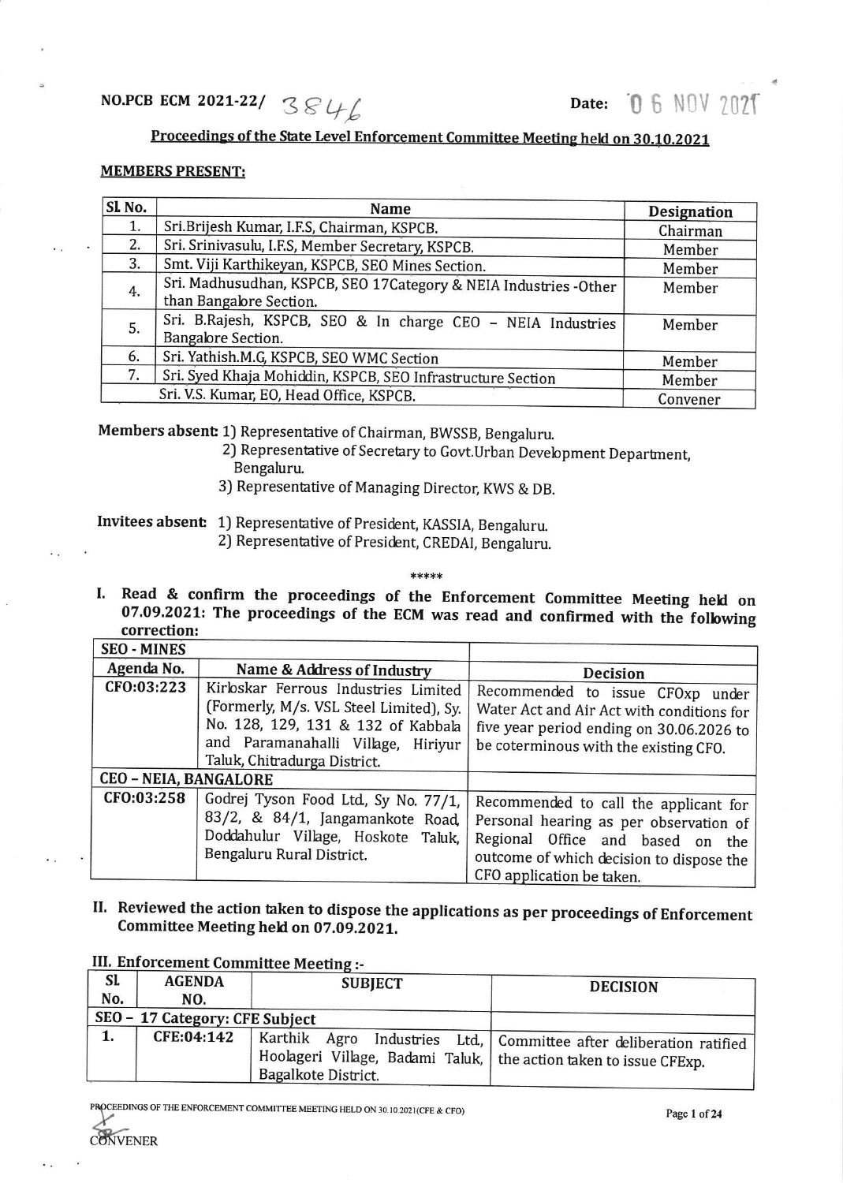NO.PCB ECM 2021-22/ 3846

Date: 06 NOV 2021

## Proceedings of the State Level Enforcement Committee Meeting held on 30.10.2021

**MEMBERS PRESENT:**

| Sl. No. | Name | Designation |
|---|---|---|
| 1. | Sri.Brijesh Kumar, I.F.S, Chairman, KSPCB. | Chairman |
| 2. | Sri. Srinivasulu, I.F.S, Member Secretary, KSPCB. | Member |
| 3. | Smt. Viji Karthikeyan, KSPCB, SEO Mines Section. | Member |
| 4. | Sri. Madhusudhan, KSPCB, SEO 17Category & NEIA Industries -Other than Bangalore Section. | Member |
| 5. | Sri. B.Rajesh, KSPCB, SEO & In charge CEO – NEIA Industries Bangalore Section. | Member |
| 6. | Sri. Yathish.M.G, KSPCB, SEO WMC Section | Member |
| 7. | Sri. Syed Khaja Mohiddin, KSPCB, SEO Infrastructure Section | Member |
| | Sri. V.S. Kumar, EO, Head Office, KSPCB. | Convener |

**Members absent:** 1) Representative of Chairman, BWSSB, Bengaluru.
2) Representative of Secretary to Govt.Urban Development Department, Bengaluru.
3) Representative of Managing Director, KWS & DB.

**Invitees absent:** 1) Representative of President, KASSIA, Bengaluru.
2) Representative of President, CREDAI, Bengaluru.

*****

**I. Read & confirm the proceedings of the Enforcement Committee Meeting held on 07.09.2021: The proceedings of the ECM was read and confirmed with the following correction:**

| Agenda No. | Name & Address of Industry | Decision |
|---|---|---|
| **SEO - MINES** | | |
| CFO:03:223 | Kirloskar Ferrous Industries Limited (Formerly, M/s. VSL Steel Limited), Sy. No. 128, 129, 131 & 132 of Kabbala and Paramanahalli Village, Hiriyur Taluk, Chitradurga District. | Recommended to issue CFOxp under Water Act and Air Act with conditions for five year period ending on 30.06.2026 to be coterminous with the existing CFO. |
| **CEO – NEIA, BANGALORE** | | |
| CFO:03:258 | Godrej Tyson Food Ltd, Sy No. 77/1, 83/2, & 84/1, Jangamankote Road, Doddahulur Village, Hoskote Taluk, Bengaluru Rural District. | Recommended to call the applicant for Personal hearing as per observation of Regional Office and based on the outcome of which decision to dispose the CFO application be taken. |

**II. Reviewed the action taken to dispose the applications as per proceedings of Enforcement Committee Meeting held on 07.09.2021.**

**III. Enforcement Committee Meeting :-**

| Sl. No. | AGENDA NO. | SUBJECT | DECISION |
|---|---|---|---|
| **SEO – 17 Category: CFE Subject** | | | |
| 1. | CFE:04:142 | Karthik Agro Industries Ltd, Hoolageri Village, Badami Taluk, Bagalkote District. | Committee after deliberation ratified the action taken to issue CFExp. |

CONVENER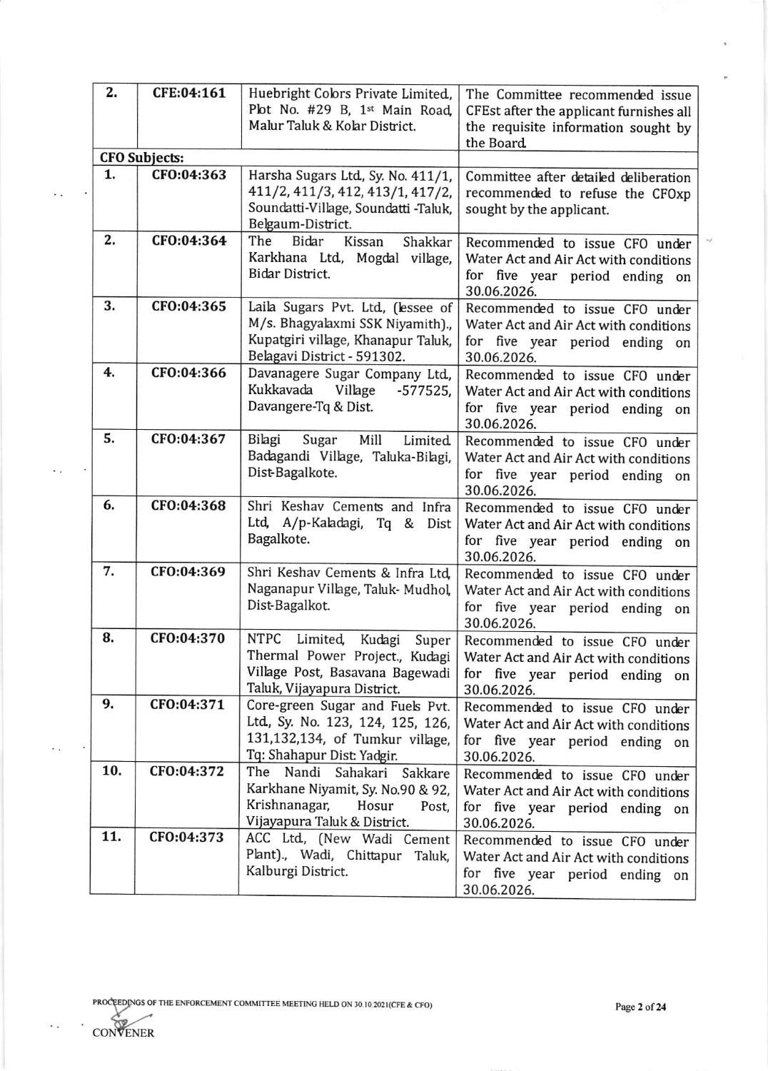| | | | |
|---|---|---|---|
| 2. | CFE:04:161 | Huebright Colors Private Limited, Plot No. #29 B, 1st Main Road, Malur Taluk & Kolar District. | The Committee recommended issue CFEst after the applicant furnishes all the requisite information sought by the Board. |
| **CFO Subjects:** | | | |
| 1. | CFO:04:363 | Harsha Sugars Ltd., Sy. No. 411/1, 411/2, 411/3, 412, 413/1, 417/2, Soundatti-Village, Soundatti -Taluk, Belgaum-District. | Committee after detailed deliberation recommended to refuse the CFOxp sought by the applicant. |
| 2. | CFO:04:364 | The Bidar Kissan Shakkar Karkhana Ltd., Mogdal village, Bidar District. | Recommended to issue CFO under Water Act and Air Act with conditions for five year period ending on 30.06.2026. |
| 3. | CFO:04:365 | Laila Sugars Pvt. Ltd., (lessee of M/s. Bhagyalaxmi SSK Niyamith)., Kupatgiri village, Khanapur Taluk, Belagavi District - 591302. | Recommended to issue CFO under Water Act and Air Act with conditions for five year period ending on 30.06.2026. |
| 4. | CFO:04:366 | Davanagere Sugar Company Ltd., Kukkavada Village -577525, Davangere-Tq & Dist. | Recommended to issue CFO under Water Act and Air Act with conditions for five year period ending on 30.06.2026. |
| 5. | CFO:04:367 | Bilagi Sugar Mill Limited. Badagandi Village, Taluka-Bilagi, Dist-Bagalkote. | Recommended to issue CFO under Water Act and Air Act with conditions for five year period ending on 30.06.2026. |
| 6. | CFO:04:368 | Shri Keshav Cements and Infra Ltd, A/p-Kaladagi, Tq & Dist Bagalkote. | Recommended to issue CFO under Water Act and Air Act with conditions for five year period ending on 30.06.2026. |
| 7. | CFO:04:369 | Shri Keshav Cements & Infra Ltd, Naganapur Village, Taluk- Mudhol, Dist-Bagalkot. | Recommended to issue CFO under Water Act and Air Act with conditions for five year period ending on 30.06.2026. |
| 8. | CFO:04:370 | NTPC Limited, Kudagi Super Thermal Power Project., Kudagi Village Post, Basavana Bagewadi Taluk, Vijayapura District. | Recommended to issue CFO under Water Act and Air Act with conditions for five year period ending on 30.06.2026. |
| 9. | CFO:04:371 | Core-green Sugar and Fuels Pvt. Ltd., Sy. No. 123, 124, 125, 126, 131,132,134, of Tumkur village, Tq: Shahapur Dist: Yadgir. | Recommended to issue CFO under Water Act and Air Act with conditions for five year period ending on 30.06.2026. |
| 10. | CFO:04:372 | The Nandi Sahakari Sakkare Karkhane Niyamit, Sy. No.90 & 92, Krishnanagar, Hosur Post, Vijayapura Taluk & District. | Recommended to issue CFO under Water Act and Air Act with conditions for five year period ending on 30.06.2026. |
| 11. | CFO:04:373 | ACC Ltd., (New Wadi Cement Plant)., Wadi, Chittapur Taluk, Kalburgi District. | Recommended to issue CFO under Water Act and Air Act with conditions for five year period ending on 30.06.2026. |

CONVENER